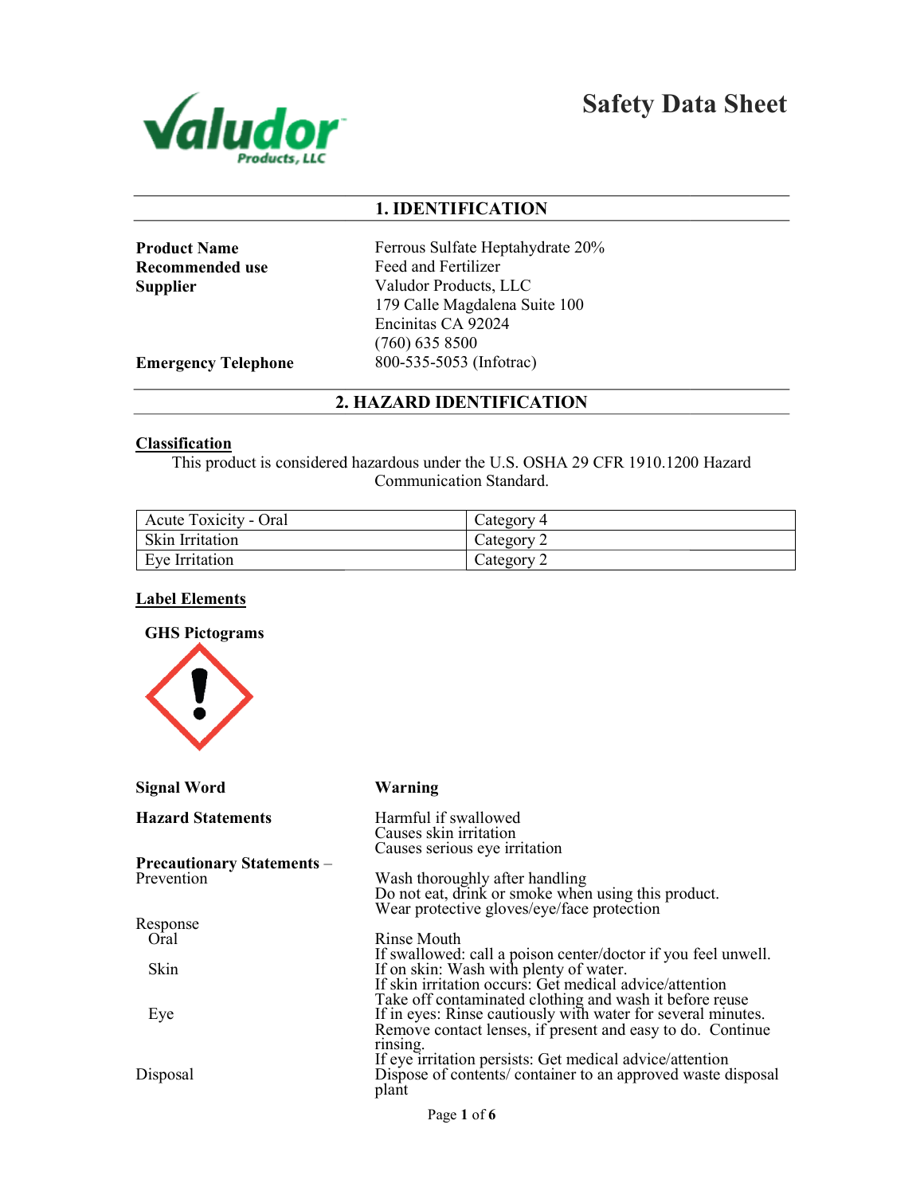# Safety Data Sheet

Valudor Products, LLC

## 1. IDENTIFICATION

| | |
|---|---|
| **Product Name** | Ferrous Sulfate Heptahydrate 20% |
| **Recommended use** | Feed and Fertilizer |
| **Supplier** | Valudor Products, LLC<br>179 Calle Magdalena Suite 100<br>Encinitas CA 92024<br>(760) 635 8500 |
| **Emergency Telephone** | 800-535-5053 (Infotrac) |

## 2. HAZARD IDENTIFICATION

### Classification

This product is considered hazardous under the U.S. OSHA 29 CFR 1910.1200 Hazard Communication Standard.

| | |
|---|---|
| Acute Toxicity - Oral | Category 4 |
| Skin Irritation | Category 2 |
| Eye Irritation | Category 2 |

### Label Elements

**GHS Pictograms**

**Signal Word** **Warning**

**Hazard Statements**

Harmful if swallowed
Causes skin irritation
Causes serious eye irritation

**Precautionary Statements** – Prevention

Wash thoroughly after handling
Do not eat, drink or smoke when using this product.
Wear protective gloves/eye/face protection

Response

Oral

Rinse Mouth
If swallowed: call a poison center/doctor if you feel unwell.

Skin

If on skin: Wash with plenty of water.
If skin irritation occurs: Get medical advice/attention
Take off contaminated clothing and wash it before reuse

Eye

If in eyes: Rinse cautiously with water for several minutes.
Remove contact lenses, if present and easy to do. Continue rinsing.
If eye irritation persists: Get medical advice/attention

Disposal

Dispose of contents/ container to an approved waste disposal plant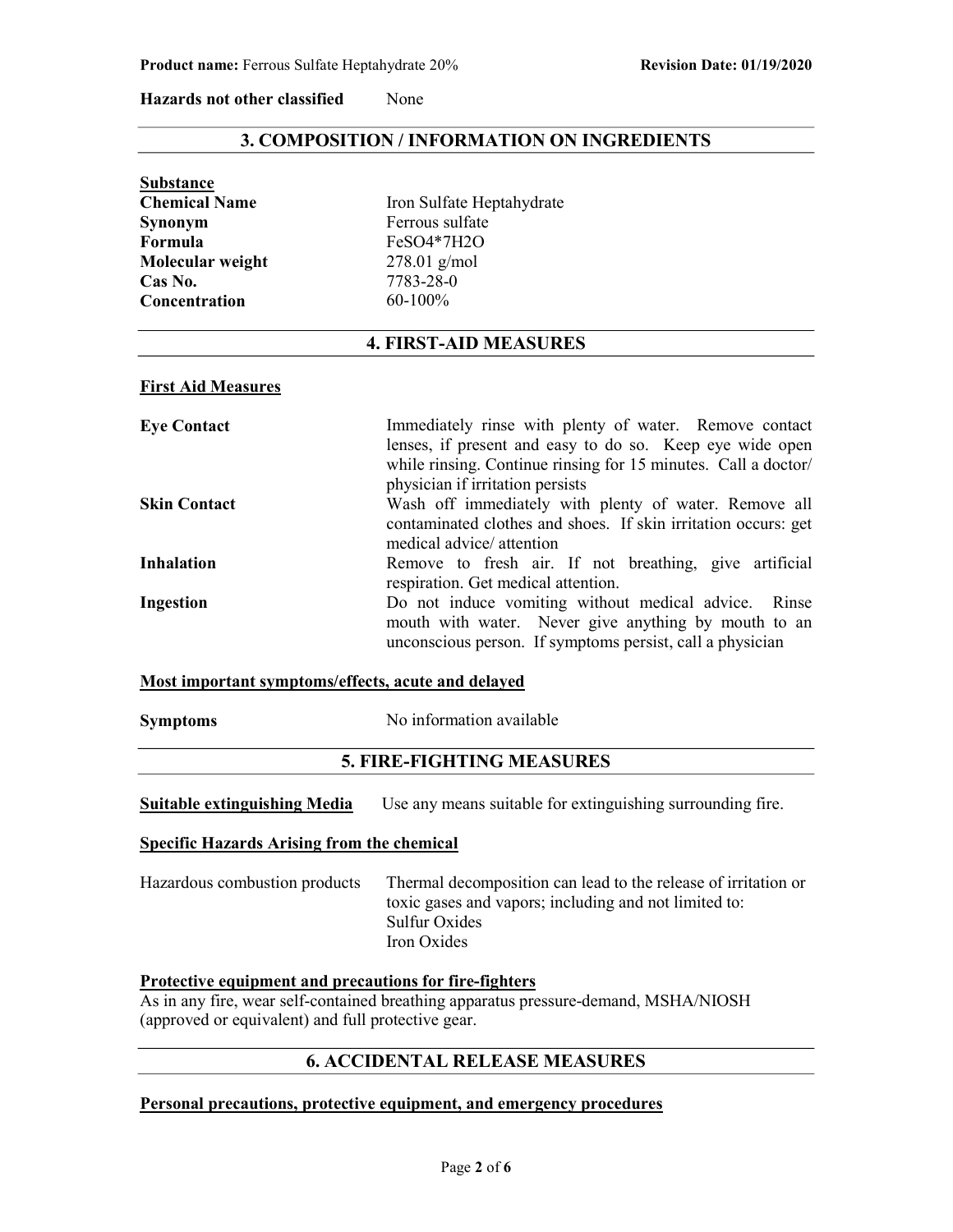**Hazards not other classified** None

## 3. COMPOSITION / INFORMATION ON INGREDIENTS

**Substance**

| | |
|---|---|
| **Chemical Name** | Iron Sulfate Heptahydrate |
| **Synonym** | Ferrous sulfate |
| **Formula** | FeSO4*7H2O |
| **Molecular weight** | 278.01 g/mol |
| **Cas No.** | 7783-28-0 |
| **Concentration** | 60-100% |

## 4. FIRST-AID MEASURES

**First Aid Measures**

| | |
|---|---|
| **Eye Contact** | Immediately rinse with plenty of water. Remove contact lenses, if present and easy to do so. Keep eye wide open while rinsing. Continue rinsing for 15 minutes. Call a doctor/ physician if irritation persists |
| **Skin Contact** | Wash off immediately with plenty of water. Remove all contaminated clothes and shoes. If skin irritation occurs: get medical advice/ attention |
| **Inhalation** | Remove to fresh air. If not breathing, give artificial respiration. Get medical attention. |
| **Ingestion** | Do not induce vomiting without medical advice. Rinse mouth with water. Never give anything by mouth to an unconscious person. If symptoms persist, call a physician |

**Most important symptoms/effects, acute and delayed**

**Symptoms** No information available

## 5. FIRE-FIGHTING MEASURES

**Suitable extinguishing Media** Use any means suitable for extinguishing surrounding fire.

**Specific Hazards Arising from the chemical**

Hazardous combustion products: Thermal decomposition can lead to the release of irritation or toxic gases and vapors; including and not limited to:
Sulfur Oxides
Iron Oxides

**Protective equipment and precautions for fire-fighters**

As in any fire, wear self-contained breathing apparatus pressure-demand, MSHA/NIOSH (approved or equivalent) and full protective gear.

## 6. ACCIDENTAL RELEASE MEASURES

**Personal precautions, protective equipment, and emergency procedures**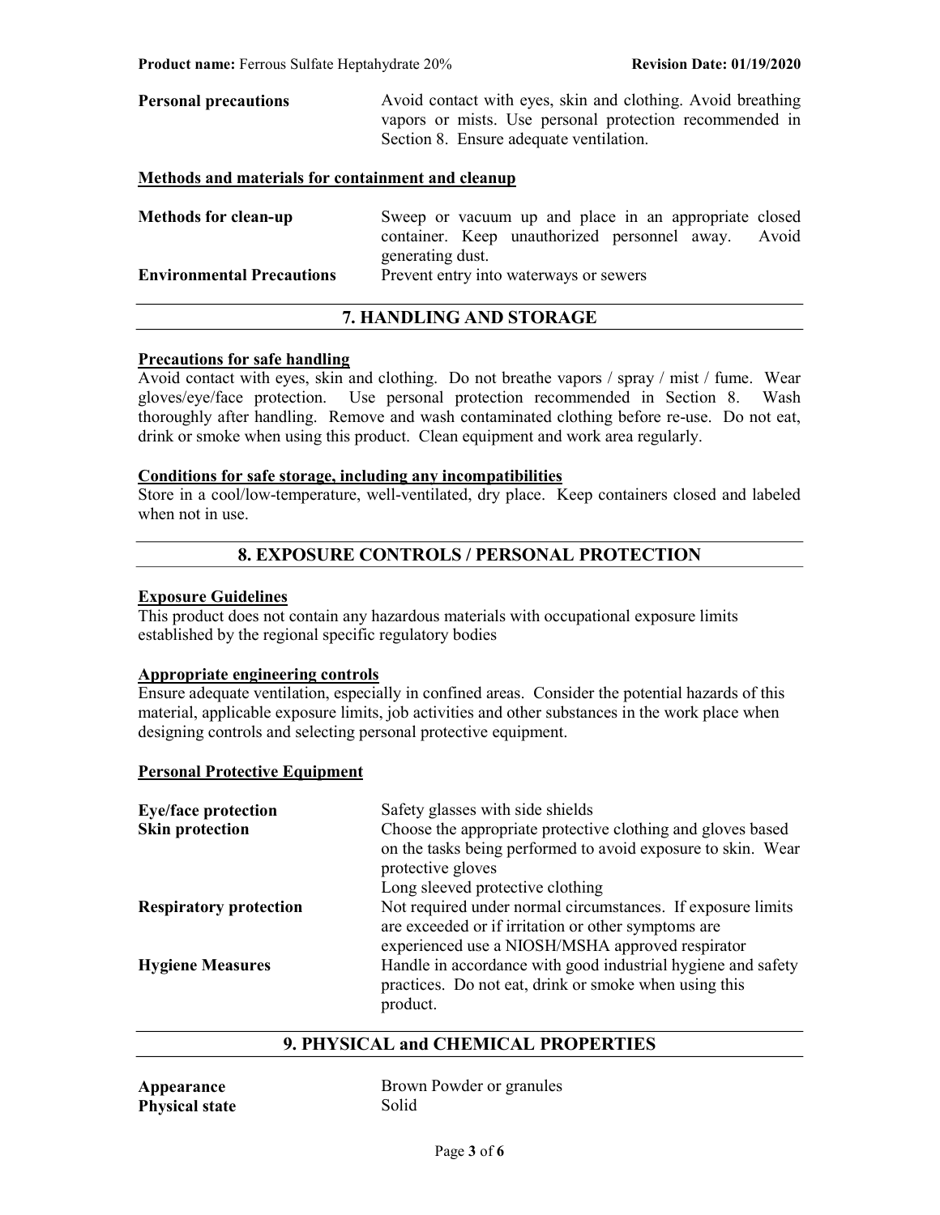| | |
|---|---|
| **Personal precautions** | Avoid contact with eyes, skin and clothing. Avoid breathing vapors or mists. Use personal protection recommended in Section 8. Ensure adequate ventilation. |

**Methods and materials for containment and cleanup**

| | |
|---|---|
| **Methods for clean-up** | Sweep or vacuum up and place in an appropriate closed container. Keep unauthorized personnel away. Avoid generating dust. |
| **Environmental Precautions** | Prevent entry into waterways or sewers |

## 7. HANDLING AND STORAGE

**Precautions for safe handling**

Avoid contact with eyes, skin and clothing. Do not breathe vapors / spray / mist / fume. Wear gloves/eye/face protection. Use personal protection recommended in Section 8. Wash thoroughly after handling. Remove and wash contaminated clothing before re-use. Do not eat, drink or smoke when using this product. Clean equipment and work area regularly.

**Conditions for safe storage, including any incompatibilities**

Store in a cool/low-temperature, well-ventilated, dry place. Keep containers closed and labeled when not in use.

## 8. EXPOSURE CONTROLS / PERSONAL PROTECTION

**Exposure Guidelines**

This product does not contain any hazardous materials with occupational exposure limits established by the regional specific regulatory bodies

**Appropriate engineering controls**

Ensure adequate ventilation, especially in confined areas. Consider the potential hazards of this material, applicable exposure limits, job activities and other substances in the work place when designing controls and selecting personal protective equipment.

**Personal Protective Equipment**

| | |
|---|---|
| **Eye/face protection** | Safety glasses with side shields |
| **Skin protection** | Choose the appropriate protective clothing and gloves based on the tasks being performed to avoid exposure to skin. Wear protective gloves<br>Long sleeved protective clothing |
| **Respiratory protection** | Not required under normal circumstances. If exposure limits are exceeded or if irritation or other symptoms are experienced use a NIOSH/MSHA approved respirator |
| **Hygiene Measures** | Handle in accordance with good industrial hygiene and safety practices. Do not eat, drink or smoke when using this product. |

## 9. PHYSICAL and CHEMICAL PROPERTIES

| | |
|---|---|
| **Appearance** | Brown Powder or granules |
| **Physical state** | Solid |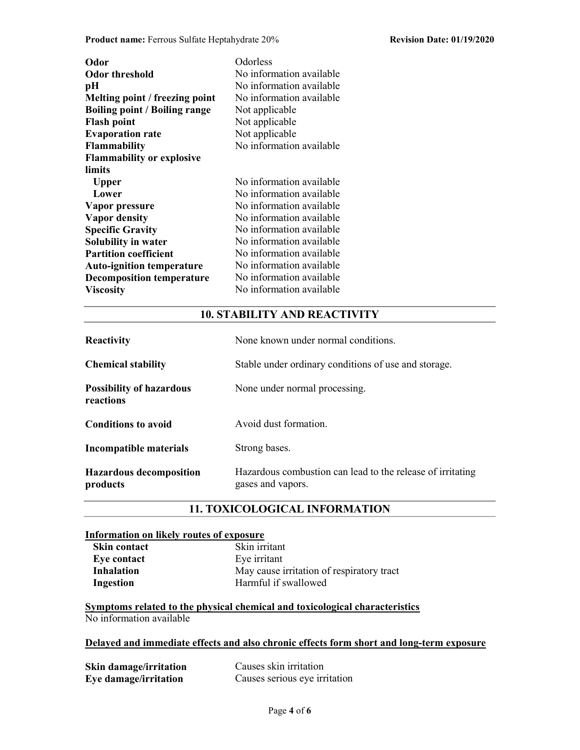| | |
|---|---|
| **Odor** | Odorless |
| **Odor threshold** | No information available |
| **pH** | No information available |
| **Melting point / freezing point** | No information available |
| **Boiling point / Boiling range** | Not applicable |
| **Flash point** | Not applicable |
| **Evaporation rate** | Not applicable |
| **Flammability** | No information available |
| **Flammability or explosive limits** | |
| **Upper** | No information available |
| **Lower** | No information available |
| **Vapor pressure** | No information available |
| **Vapor density** | No information available |
| **Specific Gravity** | No information available |
| **Solubility in water** | No information available |
| **Partition coefficient** | No information available |
| **Auto-ignition temperature** | No information available |
| **Decomposition temperature** | No information available |
| **Viscosity** | No information available |

## 10. STABILITY AND REACTIVITY

| | |
|---|---|
| **Reactivity** | None known under normal conditions. |
| **Chemical stability** | Stable under ordinary conditions of use and storage. |
| **Possibility of hazardous reactions** | None under normal processing. |
| **Conditions to avoid** | Avoid dust formation. |
| **Incompatible materials** | Strong bases. |
| **Hazardous decomposition products** | Hazardous combustion can lead to the release of irritating gases and vapors. |

## 11. TOXICOLOGICAL INFORMATION

**Information on likely routes of exposure**

| | |
|---|---|
| **Skin contact** | Skin irritant |
| **Eye contact** | Eye irritant |
| **Inhalation** | May cause irritation of respiratory tract |
| **Ingestion** | Harmful if swallowed |

**Symptoms related to the physical chemical and toxicological characteristics**

No information available

**Delayed and immediate effects and also chronic effects form short and long-term exposure**

| | |
|---|---|
| **Skin damage/irritation** | Causes skin irritation |
| **Eye damage/irritation** | Causes serious eye irritation |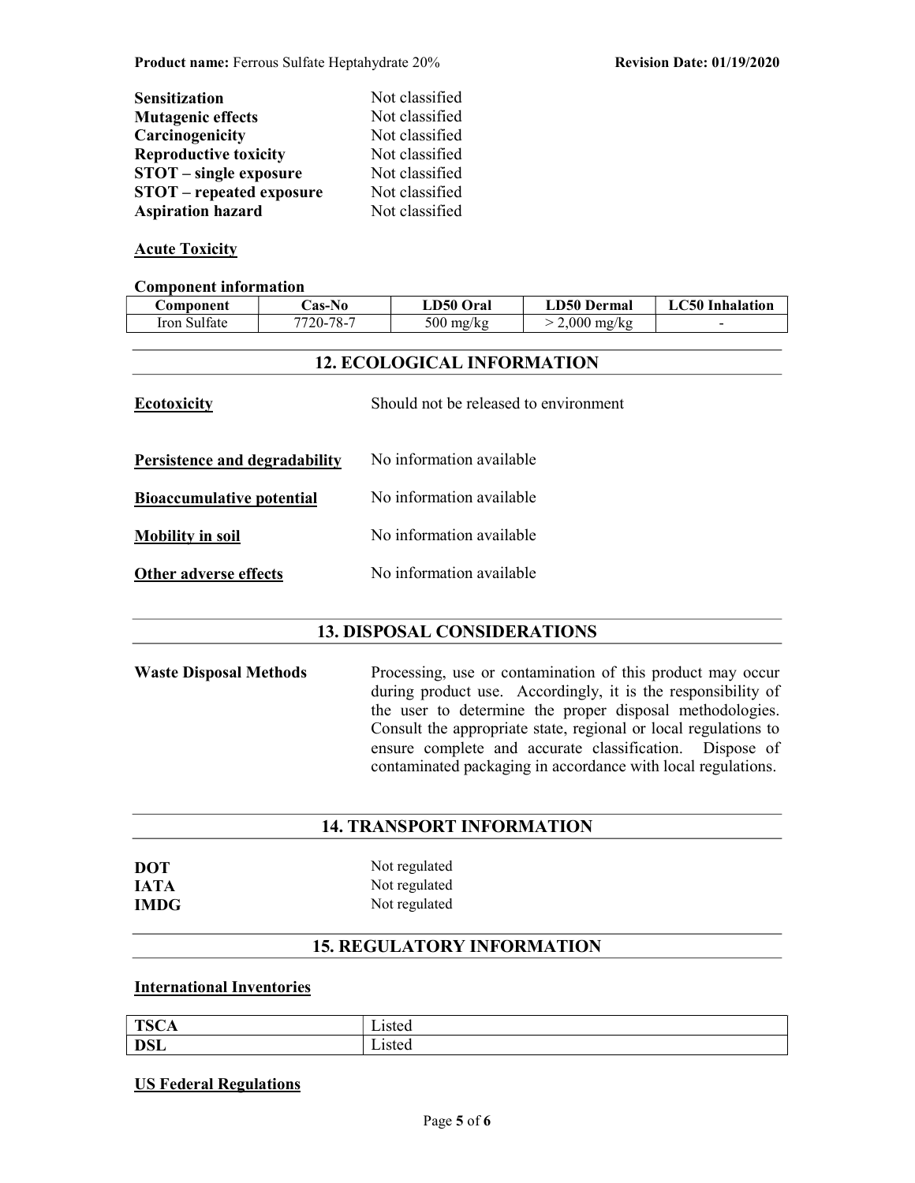| | |
|---|---|
| **Sensitization** | Not classified |
| **Mutagenic effects** | Not classified |
| **Carcinogenicity** | Not classified |
| **Reproductive toxicity** | Not classified |
| **STOT – single exposure** | Not classified |
| **STOT – repeated exposure** | Not classified |
| **Aspiration hazard** | Not classified |

**Acute Toxicity**

**Component information**

| Component | Cas-No | LD50 Oral | LD50 Dermal | LC50 Inhalation |
|---|---|---|---|---|
| Iron Sulfate | 7720-78-7 | 500 mg/kg | > 2,000 mg/kg | - |

## 12. ECOLOGICAL INFORMATION

**Ecotoxicity** Should not be released to environment

**Persistence and degradability** No information available

**Bioaccumulative potential** No information available

**Mobility in soil** No information available

**Other adverse effects** No information available

## 13. DISPOSAL CONSIDERATIONS

**Waste Disposal Methods** Processing, use or contamination of this product may occur during product use. Accordingly, it is the responsibility of the user to determine the proper disposal methodologies. Consult the appropriate state, regional or local regulations to ensure complete and accurate classification. Dispose of contaminated packaging in accordance with local regulations.

## 14. TRANSPORT INFORMATION

| | |
|---|---|
| **DOT** | Not regulated |
| **IATA** | Not regulated |
| **IMDG** | Not regulated |

## 15. REGULATORY INFORMATION

**International Inventories**

| | |
|---|---|
| **TSCA** | Listed |
| **DSL** | Listed |

**US Federal Regulations**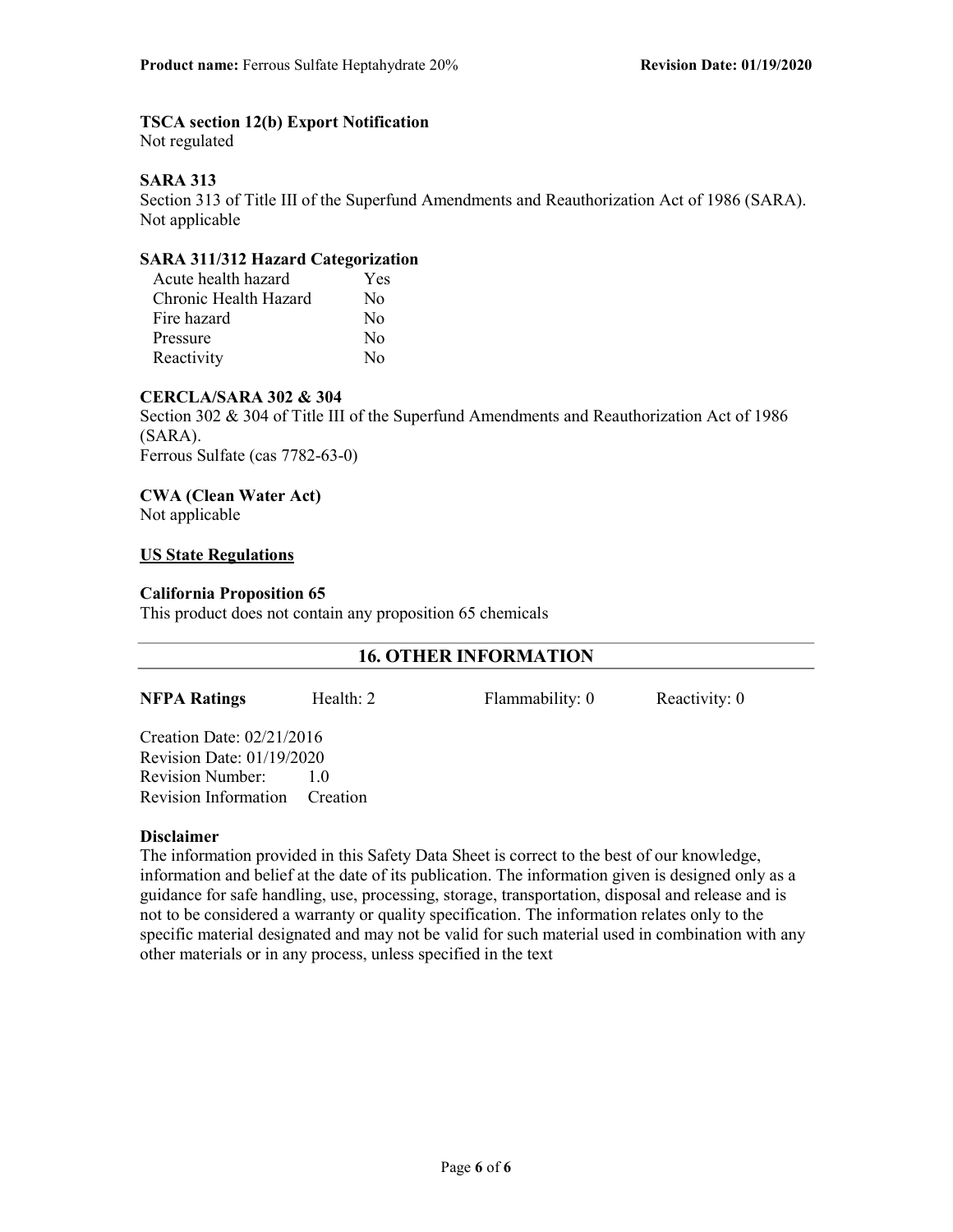**TSCA section 12(b) Export Notification**
Not regulated

**SARA 313**
Section 313 of Title III of the Superfund Amendments and Reauthorization Act of 1986 (SARA).
Not applicable

**SARA 311/312 Hazard Categorization**

| | |
|---|---|
| Acute health hazard | Yes |
| Chronic Health Hazard | No |
| Fire hazard | No |
| Pressure | No |
| Reactivity | No |

**CERCLA/SARA 302 & 304**
Section 302 & 304 of Title III of the Superfund Amendments and Reauthorization Act of 1986 (SARA).
Ferrous Sulfate (cas 7782-63-0)

**CWA (Clean Water Act)**
Not applicable

**US State Regulations**

**California Proposition 65**
This product does not contain any proposition 65 chemicals

## 16. OTHER INFORMATION

| | | | |
|---|---|---|---|
| **NFPA Ratings** | Health: 2 | Flammability: 0 | Reactivity: 0 |

Creation Date: 02/21/2016
Revision Date: 01/19/2020
Revision Number: 1.0
Revision Information Creation

**Disclaimer**
The information provided in this Safety Data Sheet is correct to the best of our knowledge, information and belief at the date of its publication. The information given is designed only as a guidance for safe handling, use, processing, storage, transportation, disposal and release and is not to be considered a warranty or quality specification. The information relates only to the specific material designated and may not be valid for such material used in combination with any other materials or in any process, unless specified in the text